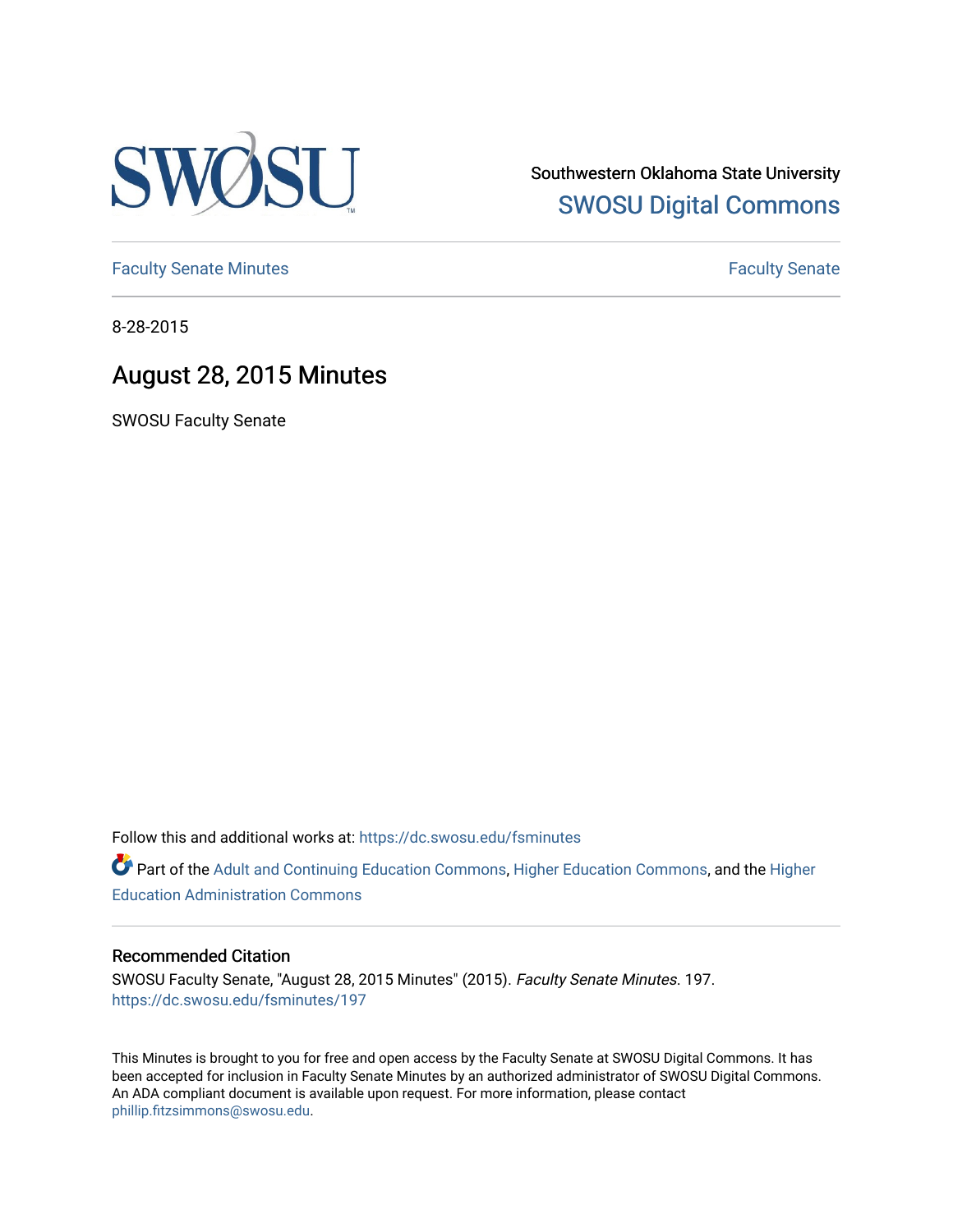Southwestern Oklahoma State University

SWOSU Digital Commons

Faculty Senate Minutes

Faculty Senate

8-28-2015

# August 28, 2015 Minutes

SWOSU Faculty Senate

Follow this and additional works at: https://dc.swosu.edu/fsminutes

Part of the Adult and Continuing Education Commons, Higher Education Commons, and the Higher Education Administration Commons

## Recommended Citation

SWOSU Faculty Senate, "August 28, 2015 Minutes" (2015). *Faculty Senate Minutes*. 197.
https://dc.swosu.edu/fsminutes/197

This Minutes is brought to you for free and open access by the Faculty Senate at SWOSU Digital Commons. It has been accepted for inclusion in Faculty Senate Minutes by an authorized administrator of SWOSU Digital Commons. An ADA compliant document is available upon request. For more information, please contact phillip.fitzsimmons@swosu.edu.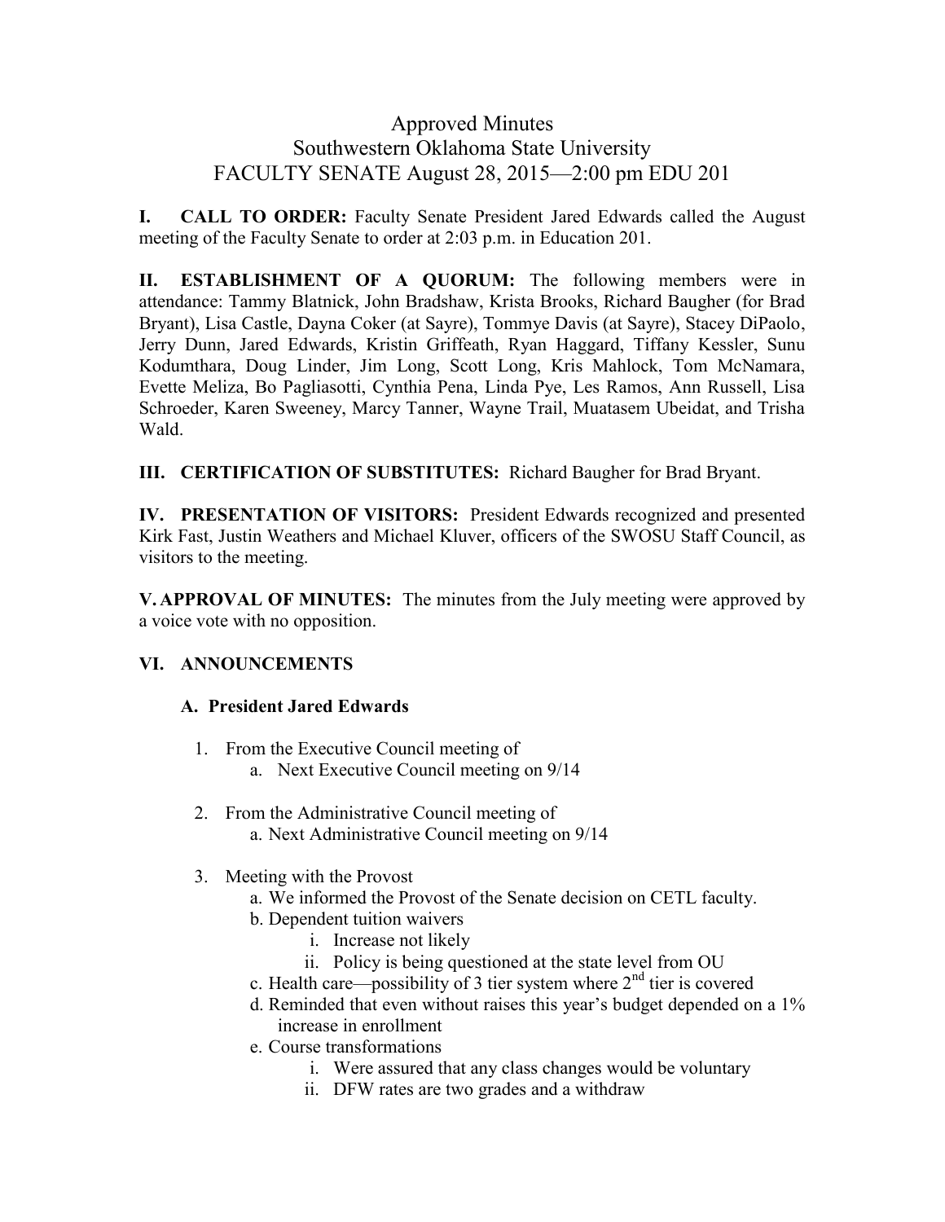# Approved Minutes
## Southwestern Oklahoma State University
## FACULTY SENATE August 28, 2015—2:00 pm EDU 201

**I. CALL TO ORDER:** Faculty Senate President Jared Edwards called the August meeting of the Faculty Senate to order at 2:03 p.m. in Education 201.

**II. ESTABLISHMENT OF A QUORUM:** The following members were in attendance: Tammy Blatnick, John Bradshaw, Krista Brooks, Richard Baugher (for Brad Bryant), Lisa Castle, Dayna Coker (at Sayre), Tommye Davis (at Sayre), Stacey DiPaolo, Jerry Dunn, Jared Edwards, Kristin Griffeath, Ryan Haggard, Tiffany Kessler, Sunu Kodumthara, Doug Linder, Jim Long, Scott Long, Kris Mahlock, Tom McNamara, Evette Meliza, Bo Pagliasotti, Cynthia Pena, Linda Pye, Les Ramos, Ann Russell, Lisa Schroeder, Karen Sweeney, Marcy Tanner, Wayne Trail, Muatasem Ubeidat, and Trisha Wald.

**III. CERTIFICATION OF SUBSTITUTES:** Richard Baugher for Brad Bryant.

**IV. PRESENTATION OF VISITORS:** President Edwards recognized and presented Kirk Fast, Justin Weathers and Michael Kluver, officers of the SWOSU Staff Council, as visitors to the meeting.

**V. APPROVAL OF MINUTES:** The minutes from the July meeting were approved by a voice vote with no opposition.

**VI. ANNOUNCEMENTS**

**A. President Jared Edwards**

1. From the Executive Council meeting of
   a. Next Executive Council meeting on 9/14

2. From the Administrative Council meeting of
   a. Next Administrative Council meeting on 9/14

3. Meeting with the Provost
   a. We informed the Provost of the Senate decision on CETL faculty.
   b. Dependent tuition waivers
      i. Increase not likely
      ii. Policy is being questioned at the state level from OU
   c. Health care—possibility of 3 tier system where 2nd tier is covered
   d. Reminded that even without raises this year's budget depended on a 1% increase in enrollment
   e. Course transformations
      i. Were assured that any class changes would be voluntary
      ii. DFW rates are two grades and a withdraw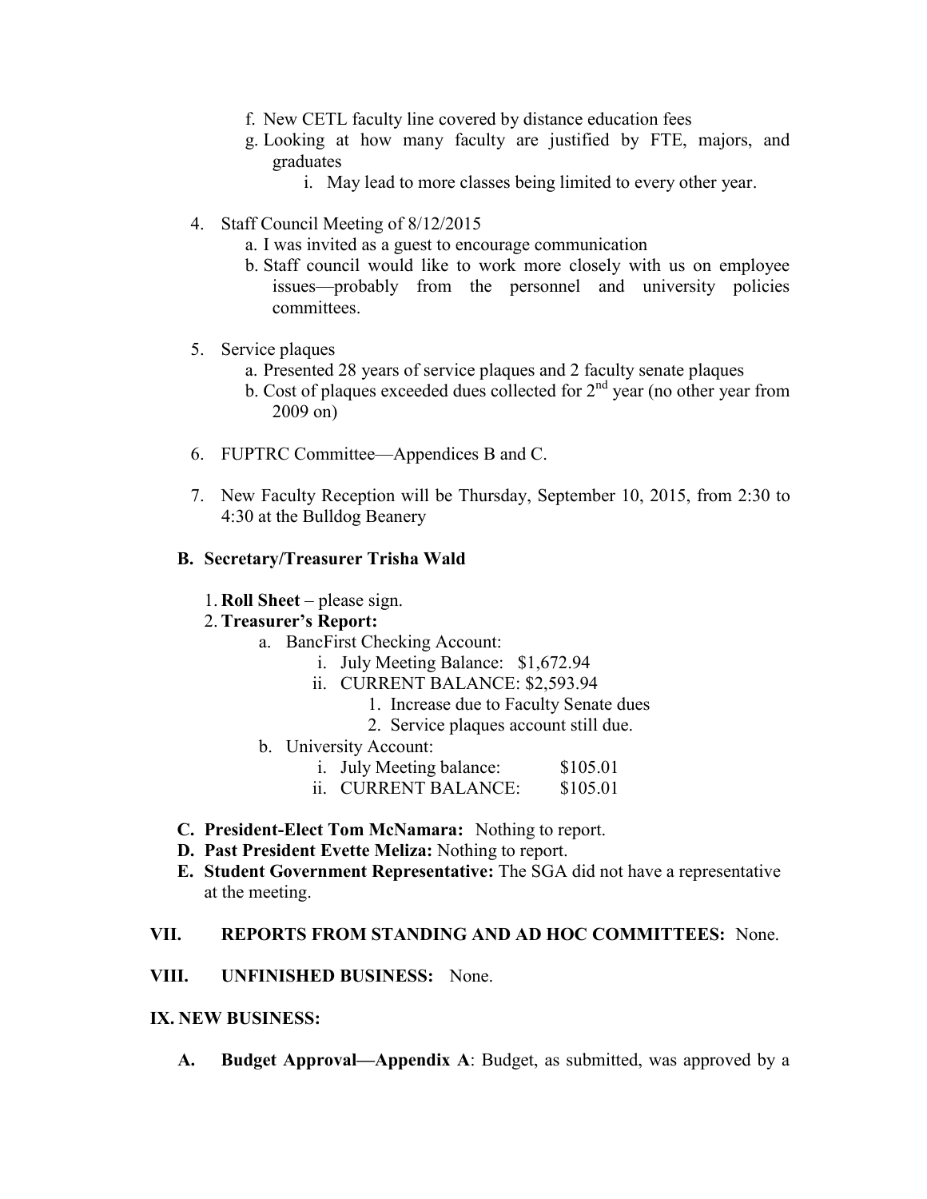f. New CETL faculty line covered by distance education fees
g. Looking at how many faculty are justified by FTE, majors, and graduates
    i. May lead to more classes being limited to every other year.

4. Staff Council Meeting of 8/12/2015
    a. I was invited as a guest to encourage communication
    b. Staff council would like to work more closely with us on employee issues—probably from the personnel and university policies committees.

5. Service plaques
    a. Presented 28 years of service plaques and 2 faculty senate plaques
    b. Cost of plaques exceeded dues collected for 2nd year (no other year from 2009 on)

6. FUPTRC Committee—Appendices B and C.

7. New Faculty Reception will be Thursday, September 10, 2015, from 2:30 to 4:30 at the Bulldog Beanery

**B. Secretary/Treasurer Trisha Wald**

1. **Roll Sheet** – please sign.
2. **Treasurer's Report:**
    a. BancFirst Checking Account:
        i. July Meeting Balance: $1,672.94
        ii. CURRENT BALANCE: $2,593.94
            1. Increase due to Faculty Senate dues
            2. Service plaques account still due.
    b. University Account:
        i. July Meeting balance: $105.01
        ii. CURRENT BALANCE: $105.01

**C. President-Elect Tom McNamara:** Nothing to report.
**D. Past President Evette Meliza:** Nothing to report.
**E. Student Government Representative:** The SGA did not have a representative at the meeting.

**VII. REPORTS FROM STANDING AND AD HOC COMMITTEES:** None.

**VIII. UNFINISHED BUSINESS:** None.

**IX. NEW BUSINESS:**

**A. Budget Approval—Appendix A**: Budget, as submitted, was approved by a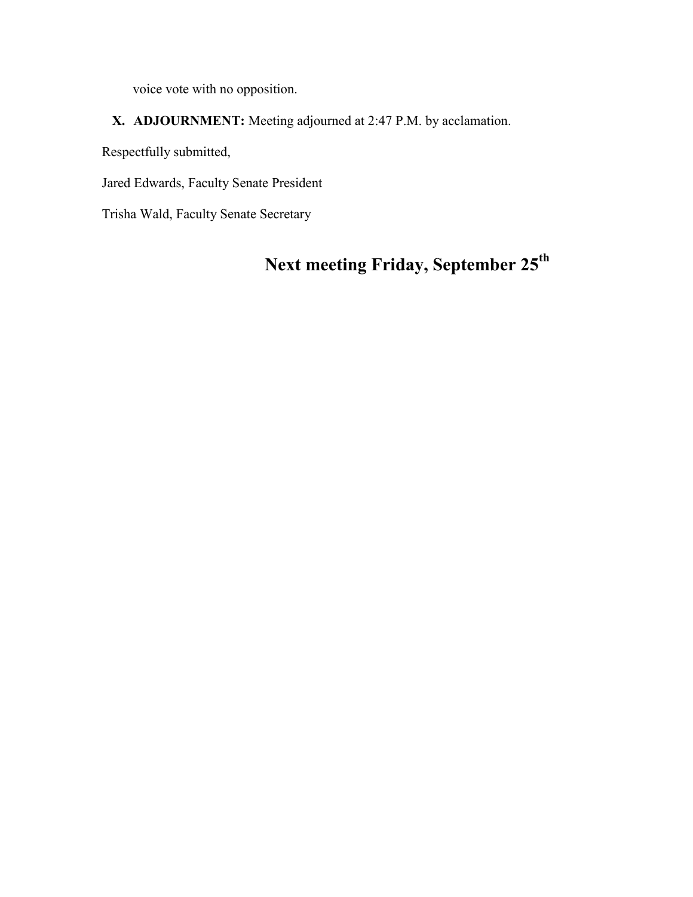voice vote with no opposition.

X. **ADJOURNMENT:** Meeting adjourned at 2:47 P.M. by acclamation.

Respectfully submitted,

Jared Edwards, Faculty Senate President

Trisha Wald, Faculty Senate Secretary

## Next meeting Friday, September 25th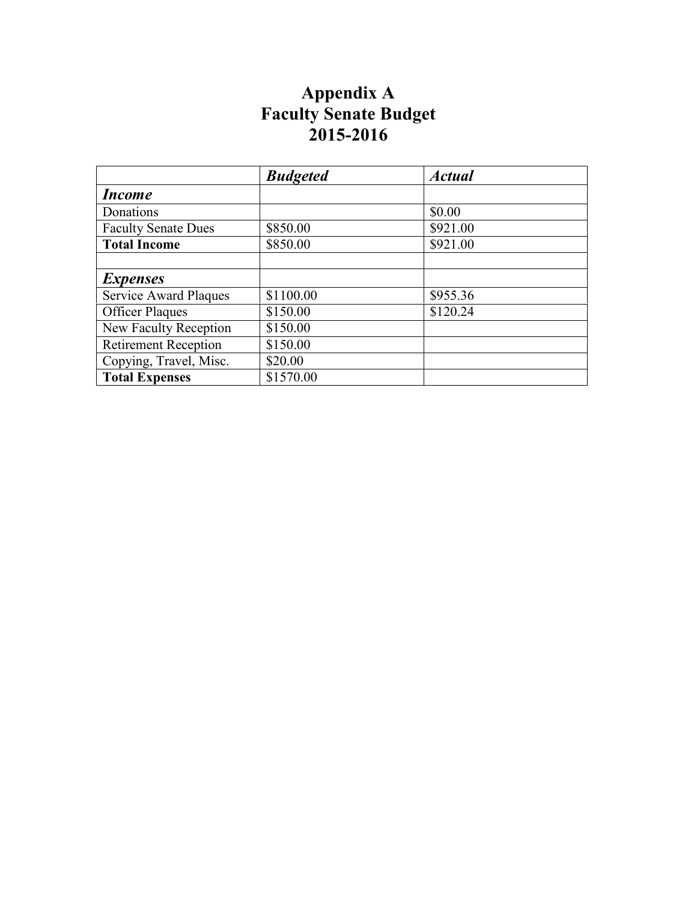# Appendix A
# Faculty Senate Budget
# 2015-2016

| | ***Budgeted*** | ***Actual*** |
|---|---|---|
| ***Income*** | | |
| Donations | | $0.00 |
| Faculty Senate Dues | $850.00 | $921.00 |
| **Total Income** | $850.00 | $921.00 |
| | | |
| ***Expenses*** | | |
| Service Award Plaques | $1100.00 | $955.36 |
| Officer Plaques | $150.00 | $120.24 |
| New Faculty Reception | $150.00 | |
| Retirement Reception | $150.00 | |
| Copying, Travel, Misc. | $20.00 | |
| **Total Expenses** | $1570.00 | |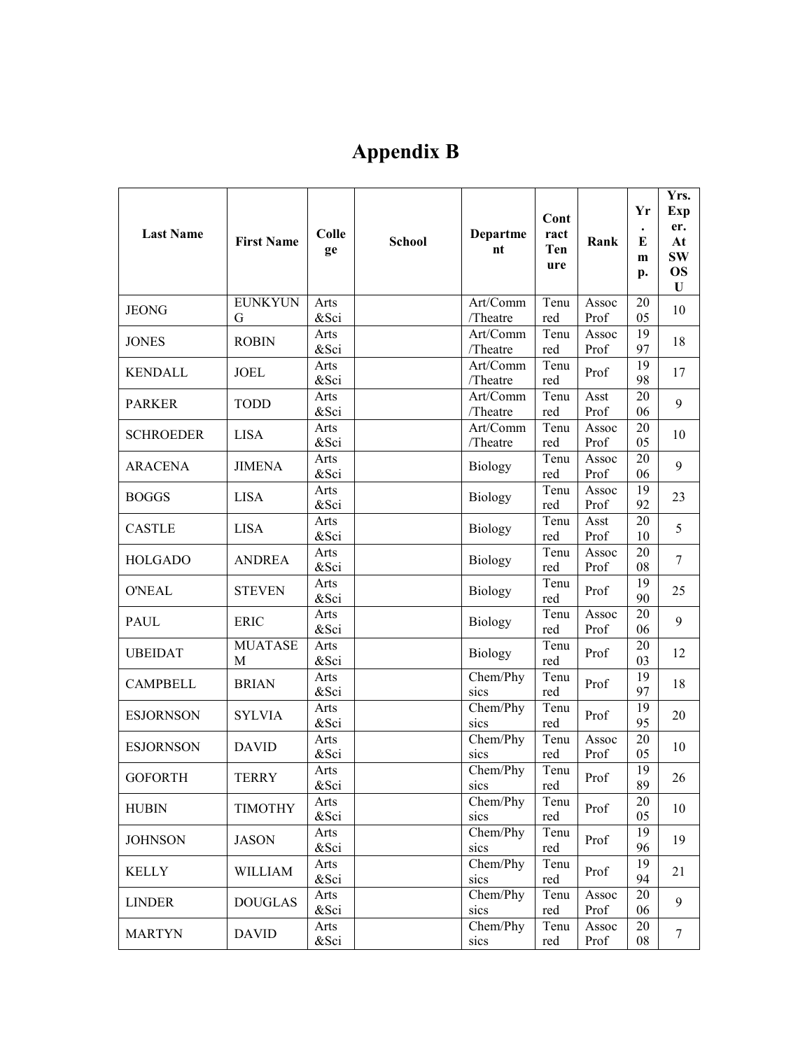# Appendix B

| Last Name | First Name | College | School | Department | Contract Tenure | Rank | Yr. Emp. | Yrs. Exper. At SWOSU |
|---|---|---|---|---|---|---|---|---|
| JEONG | EUNKYUNG | Arts &Sci | | Art/Comm /Theatre | Tenured | Assoc Prof | 2005 | 10 |
| JONES | ROBIN | Arts &Sci | | Art/Comm /Theatre | Tenured | Assoc Prof | 1997 | 18 |
| KENDALL | JOEL | Arts &Sci | | Art/Comm /Theatre | Tenured | Prof | 1998 | 17 |
| PARKER | TODD | Arts &Sci | | Art/Comm /Theatre | Tenured | Asst Prof | 2006 | 9 |
| SCHROEDER | LISA | Arts &Sci | | Art/Comm /Theatre | Tenured | Assoc Prof | 2005 | 10 |
| ARACENA | JIMENA | Arts &Sci | | Biology | Tenured | Assoc Prof | 2006 | 9 |
| BOGGS | LISA | Arts &Sci | | Biology | Tenured | Assoc Prof | 1992 | 23 |
| CASTLE | LISA | Arts &Sci | | Biology | Tenured | Asst Prof | 2010 | 5 |
| HOLGADO | ANDREA | Arts &Sci | | Biology | Tenured | Assoc Prof | 2008 | 7 |
| O'NEAL | STEVEN | Arts &Sci | | Biology | Tenured | Prof | 1990 | 25 |
| PAUL | ERIC | Arts &Sci | | Biology | Tenured | Assoc Prof | 2006 | 9 |
| UBEIDAT | MUATASEM | Arts &Sci | | Biology | Tenured | Prof | 2003 | 12 |
| CAMPBELL | BRIAN | Arts &Sci | | Chem/Physics | Tenured | Prof | 1997 | 18 |
| ESJORNSON | SYLVIA | Arts &Sci | | Chem/Physics | Tenured | Prof | 1995 | 20 |
| ESJORNSON | DAVID | Arts &Sci | | Chem/Physics | Tenured | Assoc Prof | 2005 | 10 |
| GOFORTH | TERRY | Arts &Sci | | Chem/Physics | Tenured | Prof | 1989 | 26 |
| HUBIN | TIMOTHY | Arts &Sci | | Chem/Physics | Tenured | Prof | 2005 | 10 |
| JOHNSON | JASON | Arts &Sci | | Chem/Physics | Tenured | Prof | 1996 | 19 |
| KELLY | WILLIAM | Arts &Sci | | Chem/Physics | Tenured | Prof | 1994 | 21 |
| LINDER | DOUGLAS | Arts &Sci | | Chem/Physics | Tenured | Assoc Prof | 2006 | 9 |
| MARTYN | DAVID | Arts &Sci | | Chem/Physics | Tenured | Assoc Prof | 2008 | 7 |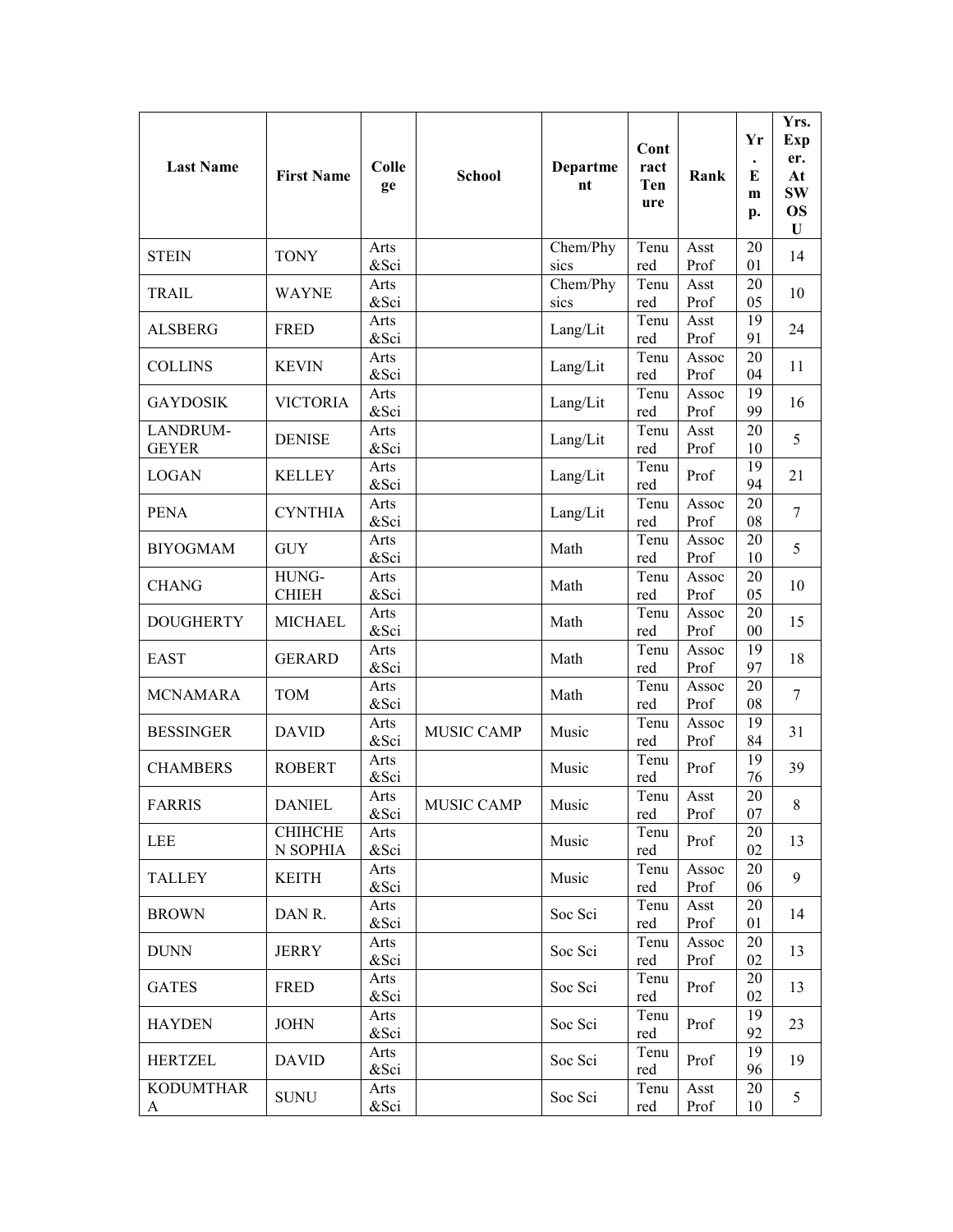| Last Name | First Name | College | School | Department | Contract Tenure | Rank | Yr. Emp. | Yrs. Exper. At SWOSU |
|---|---|---|---|---|---|---|---|---|
| STEIN | TONY | Arts &Sci | | Chem/Physics | Tenured | Asst Prof | 2001 | 14 |
| TRAIL | WAYNE | Arts &Sci | | Chem/Physics | Tenured | Asst Prof | 2005 | 10 |
| ALSBERG | FRED | Arts &Sci | | Lang/Lit | Tenured | Asst Prof | 1991 | 24 |
| COLLINS | KEVIN | Arts &Sci | | Lang/Lit | Tenured | Assoc Prof | 2004 | 11 |
| GAYDOSIK | VICTORIA | Arts &Sci | | Lang/Lit | Tenured | Assoc Prof | 1999 | 16 |
| LANDRUM-GEYER | DENISE | Arts &Sci | | Lang/Lit | Tenured | Asst Prof | 2010 | 5 |
| LOGAN | KELLEY | Arts &Sci | | Lang/Lit | Tenured | Prof | 1994 | 21 |
| PENA | CYNTHIA | Arts &Sci | | Lang/Lit | Tenured | Assoc Prof | 2008 | 7 |
| BIYOGMAM | GUY | Arts &Sci | | Math | Tenured | Assoc Prof | 2010 | 5 |
| CHANG | HUNG-CHIEH | Arts &Sci | | Math | Tenured | Assoc Prof | 2005 | 10 |
| DOUGHERTY | MICHAEL | Arts &Sci | | Math | Tenured | Assoc Prof | 2000 | 15 |
| EAST | GERARD | Arts &Sci | | Math | Tenured | Assoc Prof | 1997 | 18 |
| MCNAMARA | TOM | Arts &Sci | | Math | Tenured | Assoc Prof | 2008 | 7 |
| BESSINGER | DAVID | Arts &Sci | MUSIC CAMP | Music | Tenured | Assoc Prof | 1984 | 31 |
| CHAMBERS | ROBERT | Arts &Sci | | Music | Tenured | Prof | 1976 | 39 |
| FARRIS | DANIEL | Arts &Sci | MUSIC CAMP | Music | Tenured | Asst Prof | 2007 | 8 |
| LEE | CHIHCHEN SOPHIA | Arts &Sci | | Music | Tenured | Prof | 2002 | 13 |
| TALLEY | KEITH | Arts &Sci | | Music | Tenured | Assoc Prof | 2006 | 9 |
| BROWN | DAN R. | Arts &Sci | | Soc Sci | Tenured | Asst Prof | 2001 | 14 |
| DUNN | JERRY | Arts &Sci | | Soc Sci | Tenured | Assoc Prof | 2002 | 13 |
| GATES | FRED | Arts &Sci | | Soc Sci | Tenured | Prof | 2002 | 13 |
| HAYDEN | JOHN | Arts &Sci | | Soc Sci | Tenured | Prof | 1992 | 23 |
| HERTZEL | DAVID | Arts &Sci | | Soc Sci | Tenured | Prof | 1996 | 19 |
| KODUMTHARA | SUNU | Arts &Sci | | Soc Sci | Tenured | Asst Prof | 2010 | 5 |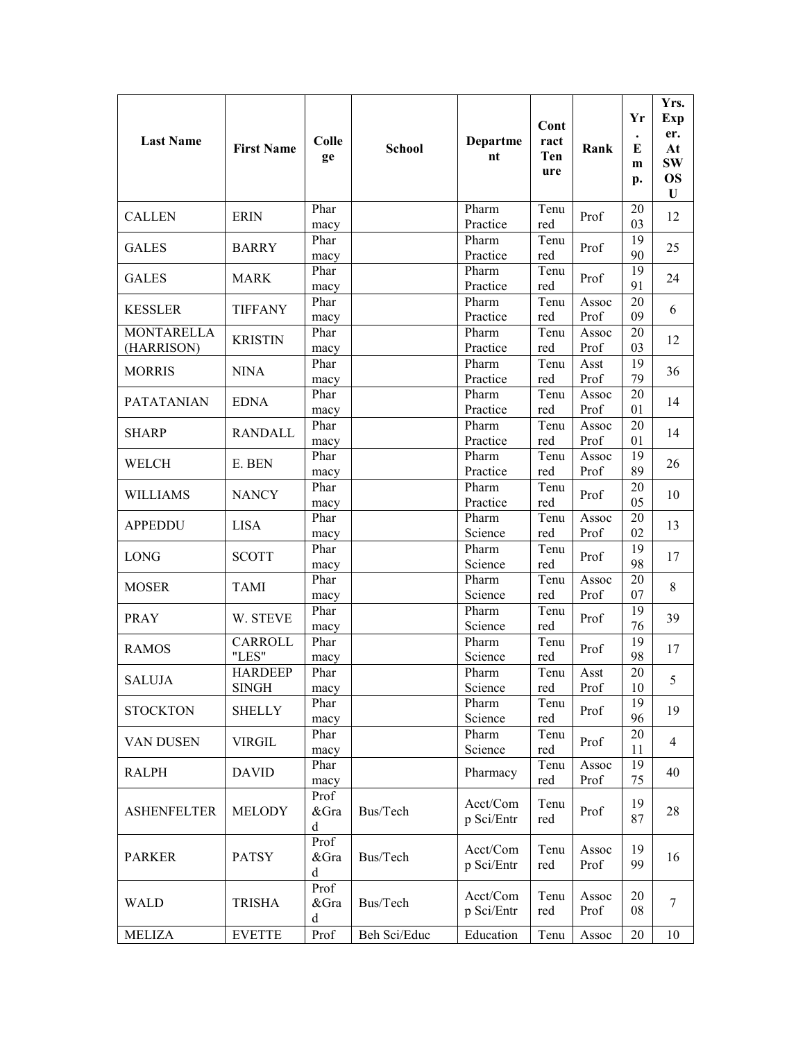| Last Name | First Name | College | School | Department | Contract Tenure | Rank | Yr. Emp. | Yrs. Exper. At SWOSU |
|---|---|---|---|---|---|---|---|---|
| CALLEN | ERIN | Pharmacy | | Pharm Practice | Tenured | Prof | 2003 | 12 |
| GALES | BARRY | Pharmacy | | Pharm Practice | Tenured | Prof | 1990 | 25 |
| GALES | MARK | Pharmacy | | Pharm Practice | Tenured | Prof | 1991 | 24 |
| KESSLER | TIFFANY | Pharmacy | | Pharm Practice | Tenured | Assoc Prof | 2009 | 6 |
| MONTARELLA (HARRISON) | KRISTIN | Pharmacy | | Pharm Practice | Tenured | Assoc Prof | 2003 | 12 |
| MORRIS | NINA | Pharmacy | | Pharm Practice | Tenured | Asst Prof | 1979 | 36 |
| PATATANIAN | EDNA | Pharmacy | | Pharm Practice | Tenured | Assoc Prof | 2001 | 14 |
| SHARP | RANDALL | Pharmacy | | Pharm Practice | Tenured | Assoc Prof | 2001 | 14 |
| WELCH | E. BEN | Pharmacy | | Pharm Practice | Tenured | Assoc Prof | 1989 | 26 |
| WILLIAMS | NANCY | Pharmacy | | Pharm Practice | Tenured | Prof | 2005 | 10 |
| APPEDDU | LISA | Pharmacy | | Pharm Science | Tenured | Assoc Prof | 2002 | 13 |
| LONG | SCOTT | Pharmacy | | Pharm Science | Tenured | Prof | 1998 | 17 |
| MOSER | TAMI | Pharmacy | | Pharm Science | Tenured | Assoc Prof | 2007 | 8 |
| PRAY | W. STEVE | Pharmacy | | Pharm Science | Tenured | Prof | 1976 | 39 |
| RAMOS | CARROLL "LES" | Pharmacy | | Pharm Science | Tenured | Prof | 1998 | 17 |
| SALUJA | HARDEEP SINGH | Pharmacy | | Pharm Science | Tenured | Asst Prof | 2010 | 5 |
| STOCKTON | SHELLY | Pharmacy | | Pharm Science | Tenured | Prof | 1996 | 19 |
| VAN DUSEN | VIRGIL | Pharmacy | | Pharm Science | Tenured | Prof | 2011 | 4 |
| RALPH | DAVID | Pharmacy | | Pharmacy | Tenured | Assoc Prof | 1975 | 40 |
| ASHENFELTER | MELODY | Prof &Grad | Bus/Tech | Acct/Comp Sci/Entr | Tenured | Prof | 1987 | 28 |
| PARKER | PATSY | Prof &Grad | Bus/Tech | Acct/Comp Sci/Entr | Tenured | Assoc Prof | 1999 | 16 |
| WALD | TRISHA | Prof &Grad | Bus/Tech | Acct/Comp Sci/Entr | Tenured | Assoc Prof | 2008 | 7 |
| MELIZA | EVETTE | Prof | Beh Sci/Educ | Education | Tenu | Assoc | 20 | 10 |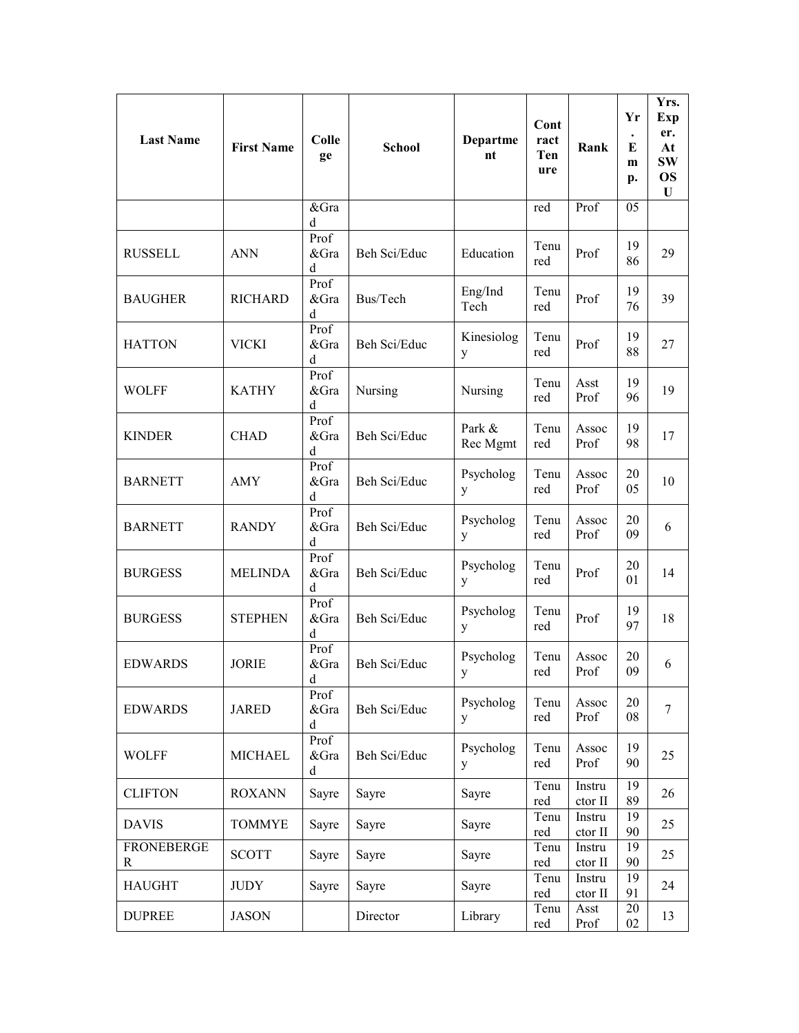| Last Name | First Name | College | School | Department | Contract Tenure | Rank | Yr. Emp. | Yrs. Exper. At SWOSU |
|---|---|---|---|---|---|---|---|---|
| | | &Grad | | | red | Prof | 05 | |
| RUSSELL | ANN | Prof &Grad | Beh Sci/Educ | Education | Tenured | Prof | 1986 | 29 |
| BAUGHER | RICHARD | Prof &Grad | Bus/Tech | Eng/Ind Tech | Tenured | Prof | 1976 | 39 |
| HATTON | VICKI | Prof &Grad | Beh Sci/Educ | Kinesiology | Tenured | Prof | 1988 | 27 |
| WOLFF | KATHY | Prof &Grad | Nursing | Nursing | Tenured | Asst Prof | 1996 | 19 |
| KINDER | CHAD | Prof &Grad | Beh Sci/Educ | Park & Rec Mgmt | Tenured | Assoc Prof | 1998 | 17 |
| BARNETT | AMY | Prof &Grad | Beh Sci/Educ | Psychology | Tenured | Assoc Prof | 2005 | 10 |
| BARNETT | RANDY | Prof &Grad | Beh Sci/Educ | Psychology | Tenured | Assoc Prof | 2009 | 6 |
| BURGESS | MELINDA | Prof &Grad | Beh Sci/Educ | Psychology | Tenured | Prof | 2001 | 14 |
| BURGESS | STEPHEN | Prof &Grad | Beh Sci/Educ | Psychology | Tenured | Prof | 1997 | 18 |
| EDWARDS | JORIE | Prof &Grad | Beh Sci/Educ | Psychology | Tenured | Assoc Prof | 2009 | 6 |
| EDWARDS | JARED | Prof &Grad | Beh Sci/Educ | Psychology | Tenured | Assoc Prof | 2008 | 7 |
| WOLFF | MICHAEL | Prof &Grad | Beh Sci/Educ | Psychology | Tenured | Assoc Prof | 1990 | 25 |
| CLIFTON | ROXANN | Sayre | Sayre | Sayre | Tenured | Instructor II | 1989 | 26 |
| DAVIS | TOMMYE | Sayre | Sayre | Sayre | Tenured | Instructor II | 1990 | 25 |
| FRONEBERGER | SCOTT | Sayre | Sayre | Sayre | Tenured | Instructor II | 1990 | 25 |
| HAUGHT | JUDY | Sayre | Sayre | Sayre | Tenured | Instructor II | 1991 | 24 |
| DUPREE | JASON | | Director | Library | Tenured | Asst Prof | 2002 | 13 |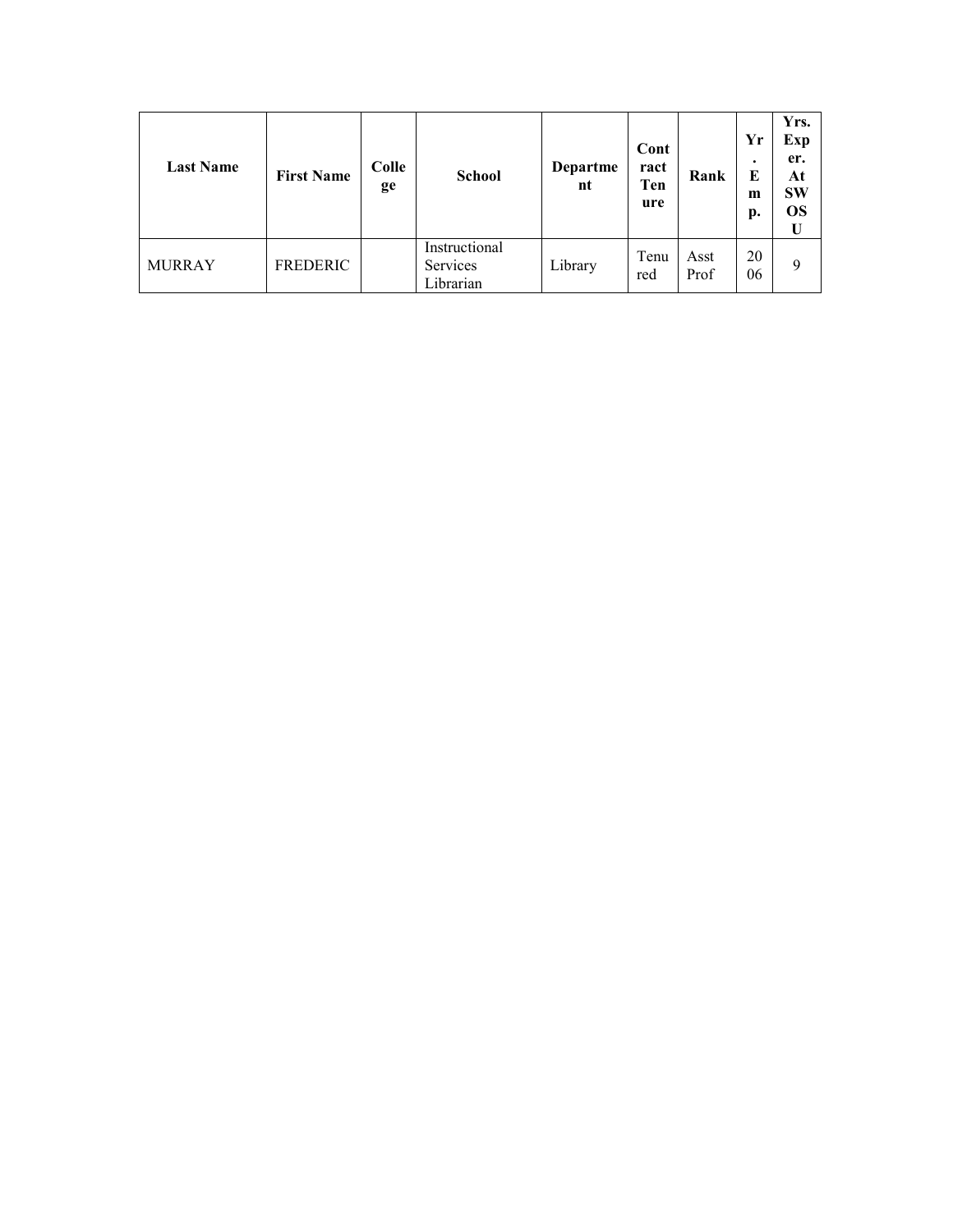| Last Name | First Name | College | School | Department | Contract Tenure | Rank | Yr. Emp. | Yrs. Exper. At SWOSU |
|---|---|---|---|---|---|---|---|---|
| MURRAY | FREDERIC | | Instructional Services Librarian | Library | Tenured | Asst Prof | 2006 | 9 |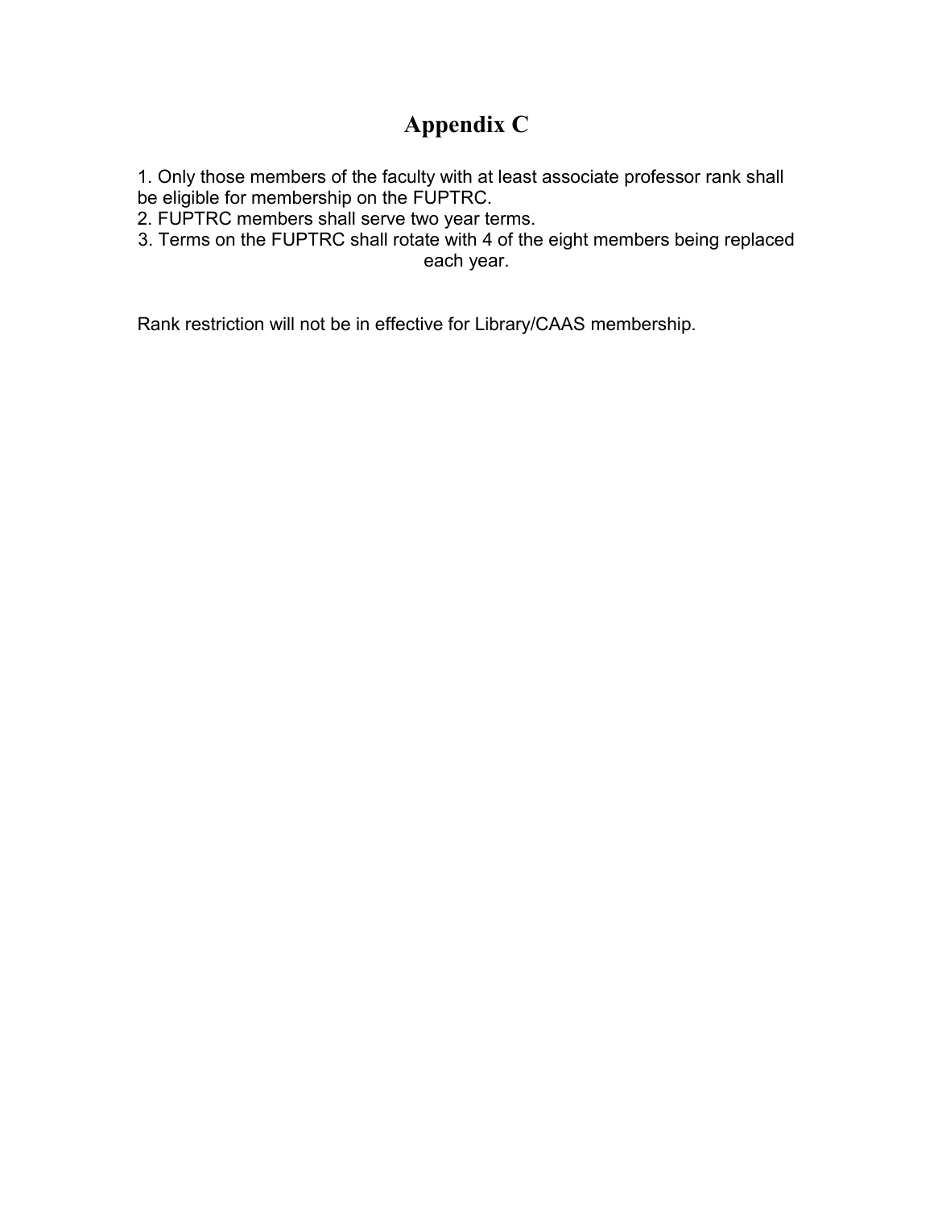# Appendix C

1. Only those members of the faculty with at least associate professor rank shall be eligible for membership on the FUPTRC.
2. FUPTRC members shall serve two year terms.
3. Terms on the FUPTRC shall rotate with 4 of the eight members being replaced each year.

Rank restriction will not be in effective for Library/CAAS membership.